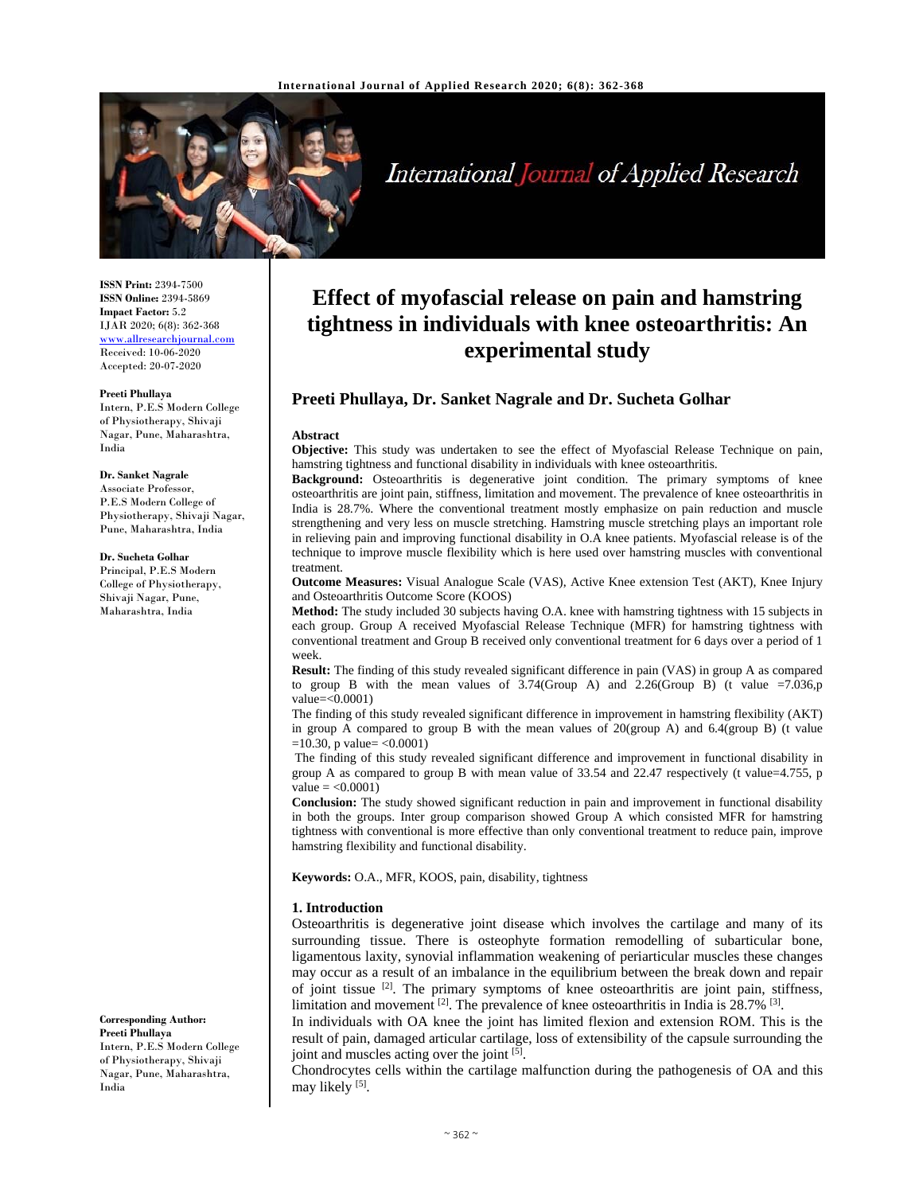# Effect of myofascial release on pain and hamstring tightness in individuals with knee osteoarthritis: An experimental study

**Preeti Phullaya, Dr. Sanket Nagrale and Dr. Sucheta Golhar**

**ISSN Print:** 2394-7500
**ISSN Online:** 2394-5869
**Impact Factor:** 5.2
IJAR 2020; 6(8): 362-368
www.allresearchjournal.com
Received: 10-06-2020
Accepted: 20-07-2020

**Preeti Phullaya**
Intern, P.E.S Modern College of Physiotherapy, Shivaji Nagar, Pune, Maharashtra, India

**Dr. Sanket Nagrale**
Associate Professor, P.E.S Modern College of Physiotherapy, Shivaji Nagar, Pune, Maharashtra, India

**Dr. Sucheta Golhar**
Principal, P.E.S Modern College of Physiotherapy, Shivaji Nagar, Pune, Maharashtra, India

**Corresponding Author:**
**Preeti Phullaya**
Intern, P.E.S Modern College of Physiotherapy, Shivaji Nagar, Pune, Maharashtra, India

## Abstract

**Objective:** This study was undertaken to see the effect of Myofascial Release Technique on pain, hamstring tightness and functional disability in individuals with knee osteoarthritis.

**Background:** Osteoarthritis is degenerative joint condition. The primary symptoms of knee osteoarthritis are joint pain, stiffness, limitation and movement. The prevalence of knee osteoarthritis in India is 28.7%. Where the conventional treatment mostly emphasize on pain reduction and muscle strengthening and very less on muscle stretching. Hamstring muscle stretching plays an important role in relieving pain and improving functional disability in O.A knee patients. Myofascial release is of the technique to improve muscle flexibility which is here used over hamstring muscles with conventional treatment.

**Outcome Measures:** Visual Analogue Scale (VAS), Active Knee extension Test (AKT), Knee Injury and Osteoarthritis Outcome Score (KOOS)

**Method:** The study included 30 subjects having O.A. knee with hamstring tightness with 15 subjects in each group. Group A received Myofascial Release Technique (MFR) for hamstring tightness with conventional treatment and Group B received only conventional treatment for 6 days over a period of 1 week.

**Result:** The finding of this study revealed significant difference in pain (VAS) in group A as compared to group B with the mean values of 3.74(Group A) and 2.26(Group B) (t value =7.036,p value=<0.0001)

The finding of this study revealed significant difference in improvement in hamstring flexibility (AKT) in group A compared to group B with the mean values of 20(group A) and 6.4(group B) (t value =10.30, p value= <0.0001)

The finding of this study revealed significant difference and improvement in functional disability in group A as compared to group B with mean value of 33.54 and 22.47 respectively (t value=4.755, p value = <0.0001)

**Conclusion:** The study showed significant reduction in pain and improvement in functional disability in both the groups. Inter group comparison showed Group A which consisted MFR for hamstring tightness with conventional is more effective than only conventional treatment to reduce pain, improve hamstring flexibility and functional disability.

**Keywords:** O.A., MFR, KOOS, pain, disability, tightness

## 1. Introduction

Osteoarthritis is degenerative joint disease which involves the cartilage and many of its surrounding tissue. There is osteophyte formation remodelling of subarticular bone, ligamentous laxity, synovial inflammation weakening of periarticular muscles these changes may occur as a result of an imbalance in the equilibrium between the break down and repair of joint tissue [2]. The primary symptoms of knee osteoarthritis are joint pain, stiffness, limitation and movement [2]. The prevalence of knee osteoarthritis in India is 28.7% [3].

In individuals with OA knee the joint has limited flexion and extension ROM. This is the result of pain, damaged articular cartilage, loss of extensibility of the capsule surrounding the joint and muscles acting over the joint [5].

Chondrocytes cells within the cartilage malfunction during the pathogenesis of OA and this may likely [5].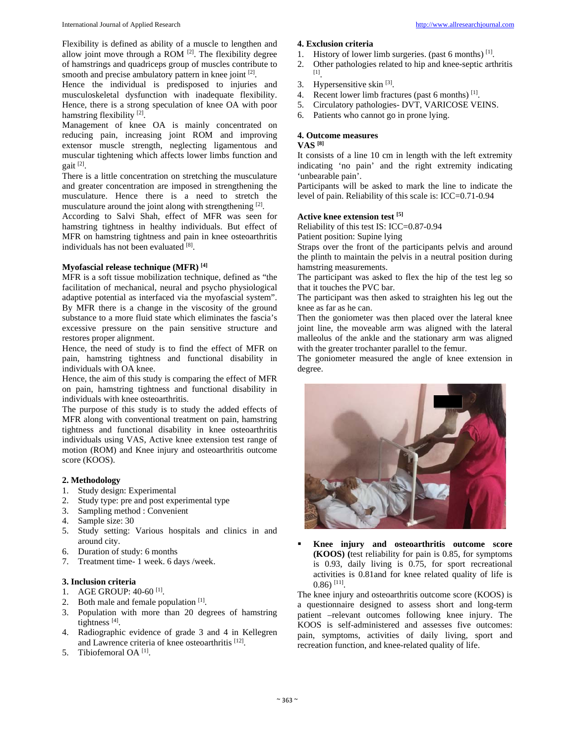Flexibility is defined as ability of a muscle to lengthen and allow joint move through a ROM [2]. The flexibility degree of hamstrings and quadriceps group of muscles contribute to smooth and precise ambulatory pattern in knee joint [2].

Hence the individual is predisposed to injuries and musculoskeletal dysfunction with inadequate flexibility. Hence, there is a strong speculation of knee OA with poor hamstring flexibility [2].

Management of knee OA is mainly concentrated on reducing pain, increasing joint ROM and improving extensor muscle strength, neglecting ligamentous and muscular tightening which affects lower limbs function and gait [2].

There is a little concentration on stretching the musculature and greater concentration are imposed in strengthening the musculature. Hence there is a need to stretch the musculature around the joint along with strengthening [2].

According to Salvi Shah, effect of MFR was seen for hamstring tightness in healthy individuals. But effect of MFR on hamstring tightness and pain in knee osteoarthritis individuals has not been evaluated [8].

**Myofascial release technique (MFR) [4]**

MFR is a soft tissue mobilization technique, defined as "the facilitation of mechanical, neural and psycho physiological adaptive potential as interfaced via the myofascial system". By MFR there is a change in the viscosity of the ground substance to a more fluid state which eliminates the fascia's excessive pressure on the pain sensitive structure and restores proper alignment.

Hence, the need of study is to find the effect of MFR on pain, hamstring tightness and functional disability in individuals with OA knee.

Hence, the aim of this study is comparing the effect of MFR on pain, hamstring tightness and functional disability in individuals with knee osteoarthritis.

The purpose of this study is to study the added effects of MFR along with conventional treatment on pain, hamstring tightness and functional disability in knee osteoarthritis individuals using VAS, Active knee extension test range of motion (ROM) and Knee injury and osteoarthritis outcome score (KOOS).

## 2. Methodology

1. Study design: Experimental
2. Study type: pre and post experimental type
3. Sampling method : Convenient
4. Sample size: 30
5. Study setting: Various hospitals and clinics in and around city.
6. Duration of study: 6 months
7. Treatment time- 1 week. 6 days /week.

## 3. Inclusion criteria

1. AGE GROUP: 40-60 [1].
2. Both male and female population [1].
3. Population with more than 20 degrees of hamstring tightness [4].
4. Radiographic evidence of grade 3 and 4 in Kellegren and Lawrence criteria of knee osteoarthritis [12].
5. Tibiofemoral OA [1].

## 4. Exclusion criteria

1. History of lower limb surgeries. (past 6 months) [1].
2. Other pathologies related to hip and knee-septic arthritis [1].
3. Hypersensitive skin [3].
4. Recent lower limb fractures (past 6 months) [1].
5. Circulatory pathologies- DVT, VARICOSE VEINS.
6. Patients who cannot go in prone lying.

## 4. Outcome measures

**VAS [8]**

It consists of a line 10 cm in length with the left extremity indicating 'no pain' and the right extremity indicating 'unbearable pain'.

Participants will be asked to mark the line to indicate the level of pain. Reliability of this scale is: ICC=0.71-0.94

**Active knee extension test [5]**

Reliability of this test IS: ICC=0.87-0.94

Patient position: Supine lying

Straps over the front of the participants pelvis and around the plinth to maintain the pelvis in a neutral position during hamstring measurements.

The participant was asked to flex the hip of the test leg so that it touches the PVC bar.

The participant was then asked to straighten his leg out the knee as far as he can.

Then the goniometer was then placed over the lateral knee joint line, the moveable arm was aligned with the lateral malleolus of the ankle and the stationary arm was aligned with the greater trochanter parallel to the femur.

The goniometer measured the angle of knee extension in degree.

- **Knee injury and osteoarthritis outcome score (KOOS) (**test reliability for pain is 0.85, for symptoms is 0.93, daily living is 0.75, for sport recreational activities is 0.81and for knee related quality of life is 0.86) [11].

The knee injury and osteoarthritis outcome score (KOOS) is a questionnaire designed to assess short and long-term patient –relevant outcomes following knee injury. The KOOS is self-administered and assesses five outcomes: pain, symptoms, activities of daily living, sport and recreation function, and knee-related quality of life.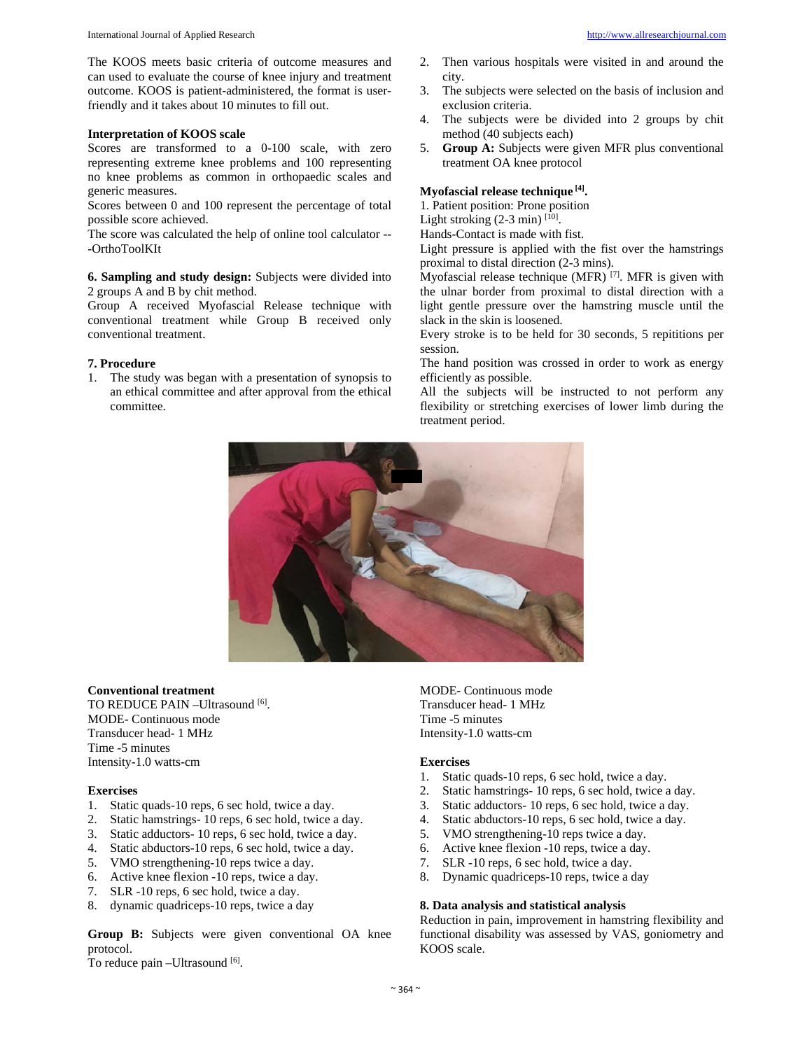The KOOS meets basic criteria of outcome measures and can used to evaluate the course of knee injury and treatment outcome. KOOS is patient-administered, the format is user-friendly and it takes about 10 minutes to fill out.

**Interpretation of KOOS scale**

Scores are transformed to a 0-100 scale, with zero representing extreme knee problems and 100 representing no knee problems as common in orthopaedic scales and generic measures.

Scores between 0 and 100 represent the percentage of total possible score achieved.

The score was calculated the help of online tool calculator ---OrthoToolKIt

**6. Sampling and study design:** Subjects were divided into 2 groups A and B by chit method.

Group A received Myofascial Release technique with conventional treatment while Group B received only conventional treatment.

**7. Procedure**

1. The study was began with a presentation of synopsis to an ethical committee and after approval from the ethical committee.
2. Then various hospitals were visited in and around the city.
3. The subjects were selected on the basis of inclusion and exclusion criteria.
4. The subjects were be divided into 2 groups by chit method (40 subjects each)
5. **Group A:** Subjects were given MFR plus conventional treatment OA knee protocol

**Myofascial release technique [4].**

1. Patient position: Prone position

Light stroking (2-3 min) [10].

Hands-Contact is made with fist.

Light pressure is applied with the fist over the hamstrings proximal to distal direction (2-3 mins).

Myofascial release technique (MFR) [7]. MFR is given with the ulnar border from proximal to distal direction with a light gentle pressure over the hamstring muscle until the slack in the skin is loosened.

Every stroke is to be held for 30 seconds, 5 repititions per session.

The hand position was crossed in order to work as energy efficiently as possible.

All the subjects will be instructed to not perform any flexibility or stretching exercises of lower limb during the treatment period.

**Conventional treatment**

TO REDUCE PAIN –Ultrasound [6].

MODE- Continuous mode

Transducer head- 1 MHz

Time -5 minutes

Intensity-1.0 watts-cm

**Exercises**

1. Static quads-10 reps, 6 sec hold, twice a day.
2. Static hamstrings- 10 reps, 6 sec hold, twice a day.
3. Static adductors- 10 reps, 6 sec hold, twice a day.
4. Static abductors-10 reps, 6 sec hold, twice a day.
5. VMO strengthening-10 reps twice a day.
6. Active knee flexion -10 reps, twice a day.
7. SLR -10 reps, 6 sec hold, twice a day.
8. dynamic quadriceps-10 reps, twice a day

**Group B:** Subjects were given conventional OA knee protocol.

To reduce pain –Ultrasound [6].

MODE- Continuous mode

Transducer head- 1 MHz

Time -5 minutes

Intensity-1.0 watts-cm

**Exercises**

1. Static quads-10 reps, 6 sec hold, twice a day.
2. Static hamstrings- 10 reps, 6 sec hold, twice a day.
3. Static adductors- 10 reps, 6 sec hold, twice a day.
4. Static abductors-10 reps, 6 sec hold, twice a day.
5. VMO strengthening-10 reps twice a day.
6. Active knee flexion -10 reps, twice a day.
7. SLR -10 reps, 6 sec hold, twice a day.
8. Dynamic quadriceps-10 reps, twice a day

**8. Data analysis and statistical analysis**

Reduction in pain, improvement in hamstring flexibility and functional disability was assessed by VAS, goniometry and KOOS scale.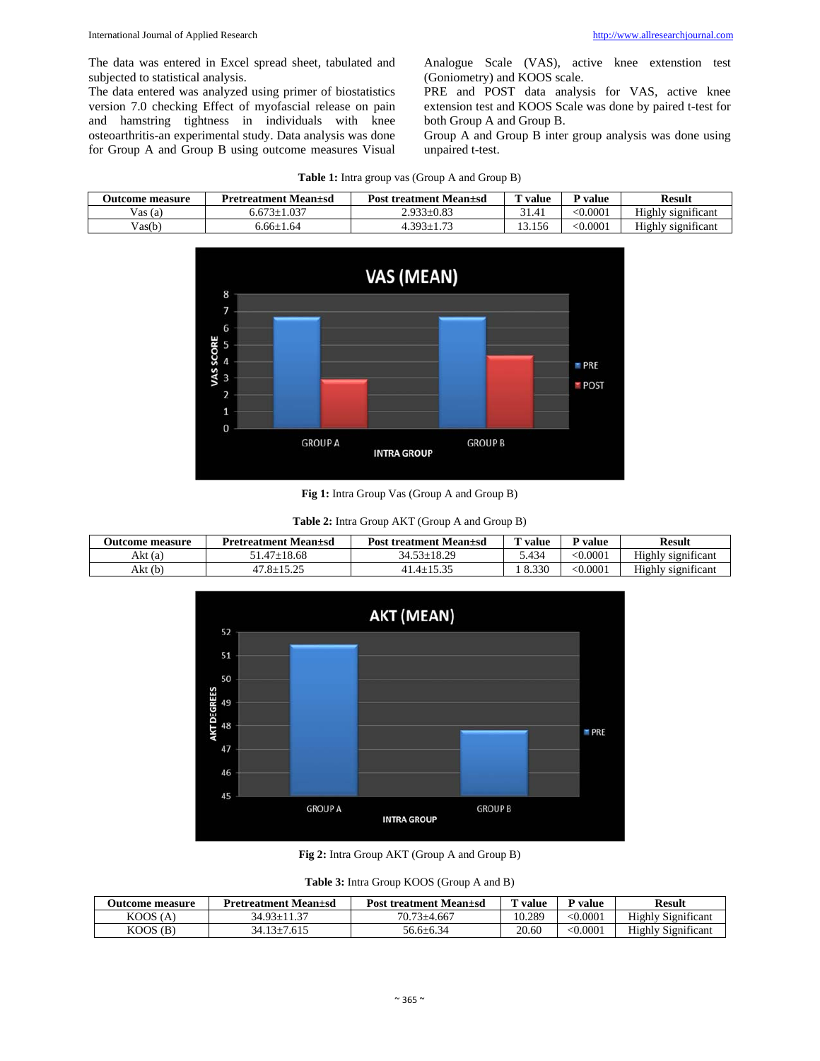The data was entered in Excel spread sheet, tabulated and subjected to statistical analysis.

The data entered was analyzed using primer of biostatistics version 7.0 checking Effect of myofascial release on pain and hamstring tightness in individuals with knee osteoarthritis-an experimental study. Data analysis was done for Group A and Group B using outcome measures Visual Analogue Scale (VAS), active knee extenstion test (Goniometry) and KOOS scale.

PRE and POST data analysis for VAS, active knee extension test and KOOS Scale was done by paired t-test for both Group A and Group B.

Group A and Group B inter group analysis was done using unpaired t-test.

**Table 1:** Intra group vas (Group A and Group B)

| Outcome measure | Pretreatment Mean±sd | Post treatment Mean±sd | T value | P value | Result |
|---|---|---|---|---|---|
| Vas (a) | 6.673±1.037 | 2.933±0.83 | 31.41 | <0.0001 | Highly significant |
| Vas(b) | 6.66±1.64 | 4.393±1.73 | 13.156 | <0.0001 | Highly significant |

**Fig 1:** Intra Group Vas (Group A and Group B)

**Table 2:** Intra Group AKT (Group A and Group B)

| Outcome measure | Pretreatment Mean±sd | Post treatment Mean±sd | T value | P value | Result |
|---|---|---|---|---|---|
| Akt (a) | 51.47±18.68 | 34.53±18.29 | 5.434 | <0.0001 | Highly significant |
| Akt (b) | 47.8±15.25 | 41.4±15.35 | 1 8.330 | <0.0001 | Highly significant |

**Fig 2:** Intra Group AKT (Group A and Group B)

**Table 3:** Intra Group KOOS (Group A and B)

| Outcome measure | Pretreatment Mean±sd | Post treatment Mean±sd | T value | P value | Result |
|---|---|---|---|---|---|
| KOOS (A) | 34.93±11.37 | 70.73±4.667 | 10.289 | <0.0001 | Highly Significant |
| KOOS (B) | 34.13±7.615 | 56.6±6.34 | 20.60 | <0.0001 | Highly Significant |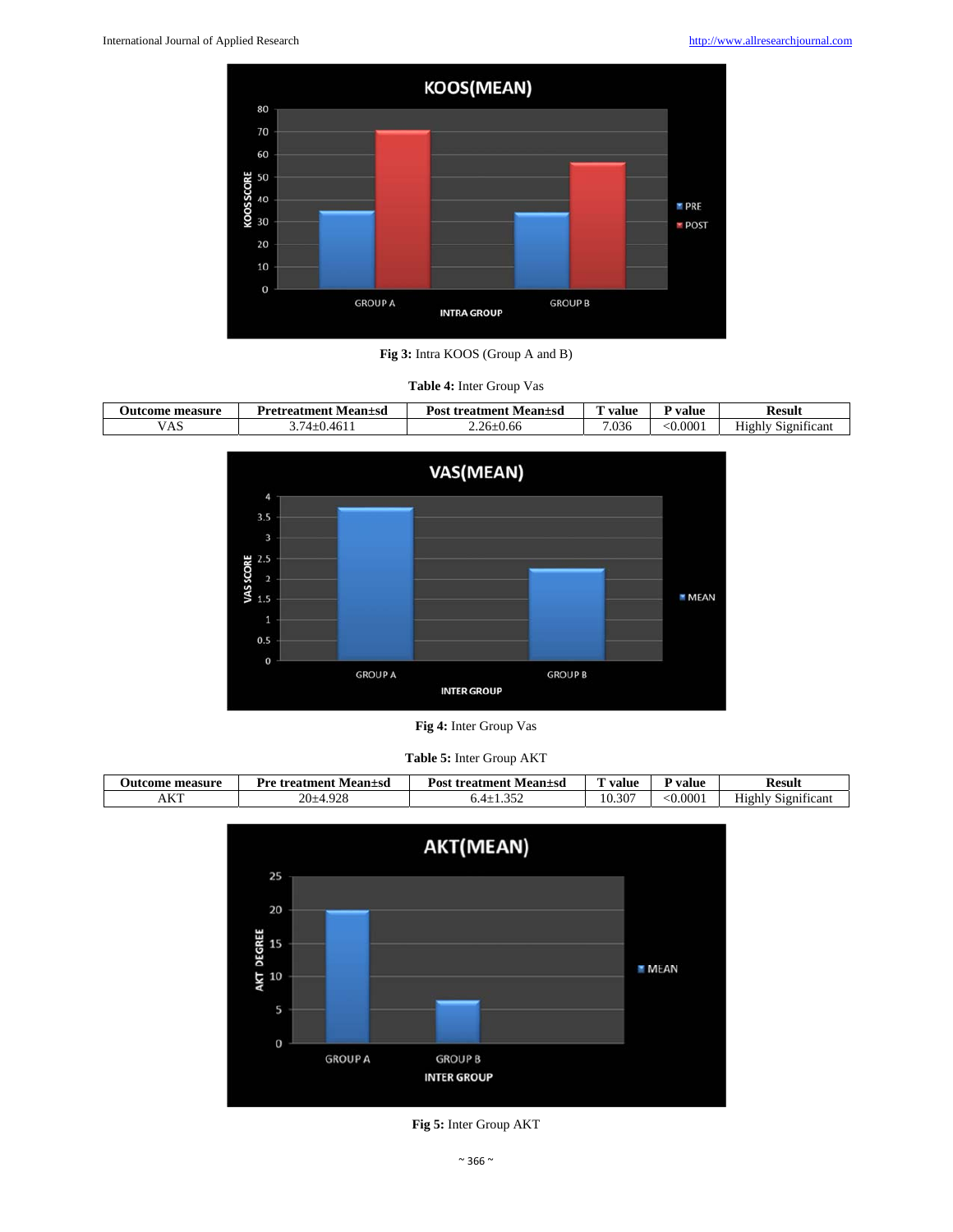Fig 3: Intra KOOS (Group A and B)

**Table 4:** Inter Group Vas

| Outcome measure | Pretreatment Mean±sd | Post treatment Mean±sd | T value | P value | Result |
| --- | --- | --- | --- | --- | --- |
| VAS | 3.74±0.4611 | 2.26±0.66 | 7.036 | <0.0001 | Highly Significant |

**Fig 4:** Inter Group Vas

**Table 5:** Inter Group AKT

| Outcome measure | Pre treatment Mean±sd | Post treatment Mean±sd | T value | P value | Result |
| --- | --- | --- | --- | --- | --- |
| AKT | 20±4.928 | 6.4±1.352 | 10.307 | <0.0001 | Highly Significant |

**Fig 5:** Inter Group AKT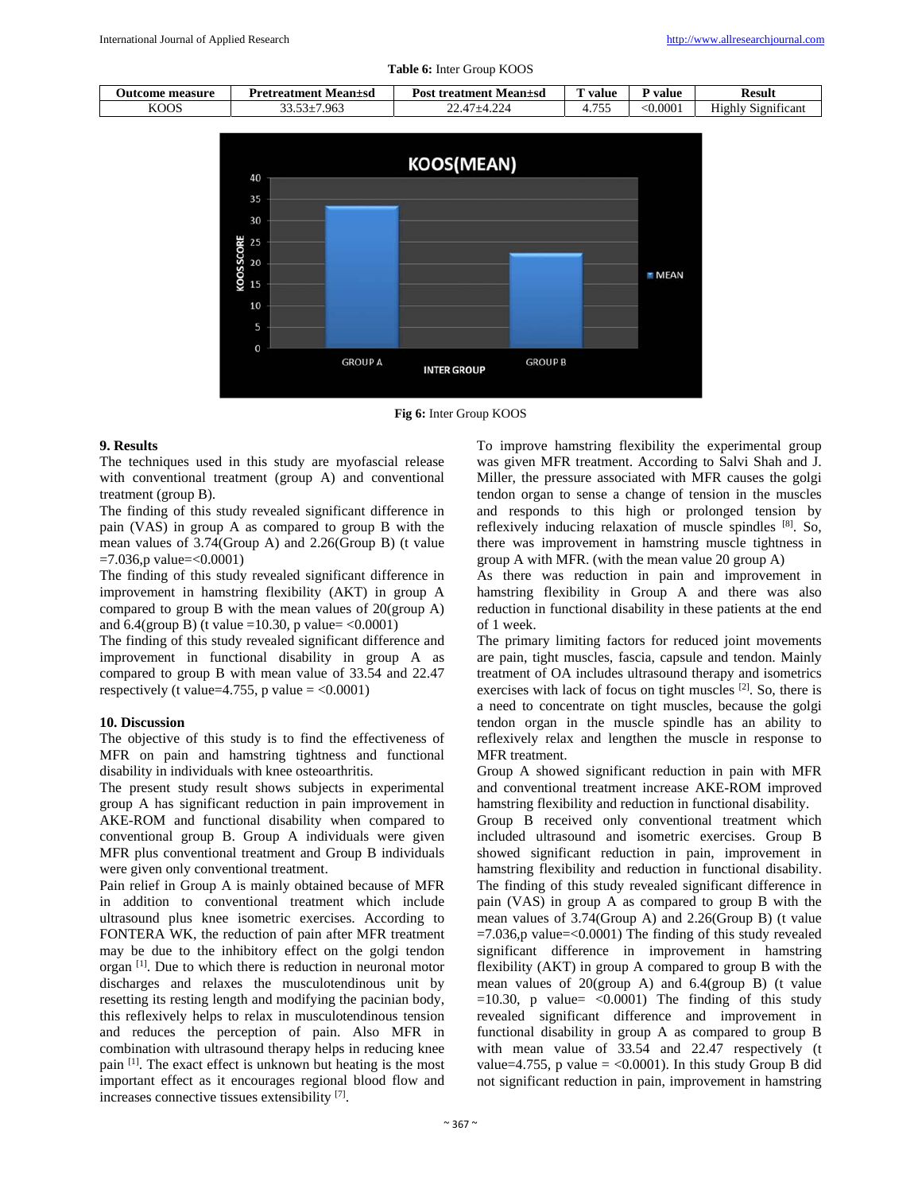**Table 6:** Inter Group KOOS

| Outcome measure | Pretreatment Mean±sd | Post treatment Mean±sd | T value | P value | Result |
|---|---|---|---|---|---|
| KOOS | 33.53±7.963 | 22.47±4.224 | 4.755 | <0.0001 | Highly Significant |

**Fig 6:** Inter Group KOOS

## 9. Results

The techniques used in this study are myofascial release with conventional treatment (group A) and conventional treatment (group B).

The finding of this study revealed significant difference in pain (VAS) in group A as compared to group B with the mean values of 3.74(Group A) and 2.26(Group B) (t value =7.036,p value=<0.0001)

The finding of this study revealed significant difference in improvement in hamstring flexibility (AKT) in group A compared to group B with the mean values of 20(group A) and 6.4(group B) (t value =10.30, p value= <0.0001)

The finding of this study revealed significant difference and improvement in functional disability in group A as compared to group B with mean values of 33.54 and 22.47 respectively (t value=4.755, p value = <0.0001)

## 10. Discussion

The objective of this study is to find the effectiveness of MFR on pain and hamstring tightness and functional disability in individuals with knee osteoarthritis.

The present study result shows subjects in experimental group A has significant reduction in pain improvement in AKE-ROM and functional disability when compared to conventional group B. Group A individuals were given MFR plus conventional treatment and Group B individuals were given only conventional treatment.

Pain relief in Group A is mainly obtained because of MFR in addition to conventional treatment which include ultrasound plus knee isometric exercises. According to FONTERA WK, the reduction of pain after MFR treatment may be due to the inhibitory effect on the golgi tendon organ [1]. Due to which there is reduction in neuronal motor discharges and relaxes the musculotendinous unit by resetting its resting length and modifying the pacinian body, this reflexively helps to relax in musculotendinous tension and reduces the perception of pain. Also MFR in combination with ultrasound therapy helps in reducing knee pain [1]. The exact effect is unknown but heating is the most important effect as it encourages regional blood flow and increases connective tissues extensibility [7].

To improve hamstring flexibility the experimental group was given MFR treatment. According to Salvi Shah and J. Miller, the pressure associated with MFR causes the golgi tendon organ to sense a change of tension in the muscles and responds to this high or prolonged tension by reflexively inducing relaxation of muscle spindles [8]. So, there was improvement in hamstring muscle tightness in group A with MFR. (with the mean value 20 group A)

As there was reduction in pain and improvement in hamstring flexibility in Group A and there was also reduction in functional disability in these patients at the end of 1 week.

The primary limiting factors for reduced joint movements are pain, tight muscles, fascia, capsule and tendon. Mainly treatment of OA includes ultrasound therapy and isometrics exercises with lack of focus on tight muscles [2]. So, there is a need to concentrate on tight muscles, because the golgi tendon organ in the muscle spindle has an ability to reflexively relax and lengthen the muscle in response to MFR treatment.

Group A showed significant reduction in pain with MFR and conventional treatment increase AKE-ROM improved hamstring flexibility and reduction in functional disability.

Group B received only conventional treatment which included ultrasound and isometric exercises. Group B showed significant reduction in pain, improvement in hamstring flexibility and reduction in functional disability.

The finding of this study revealed significant difference in pain (VAS) in group A as compared to group B with the mean values of 3.74(Group A) and 2.26(Group B) (t value =7.036,p value=<0.0001) The finding of this study revealed significant difference in improvement in hamstring flexibility (AKT) in group A compared to group B with the mean values of 20(group A) and 6.4(group B) (t value =10.30, p value= <0.0001) The finding of this study revealed significant difference and improvement in functional disability in group A as compared to group B with mean value of 33.54 and 22.47 respectively (t value=4.755, p value = <0.0001). In this study Group B did not significant reduction in pain, improvement in hamstring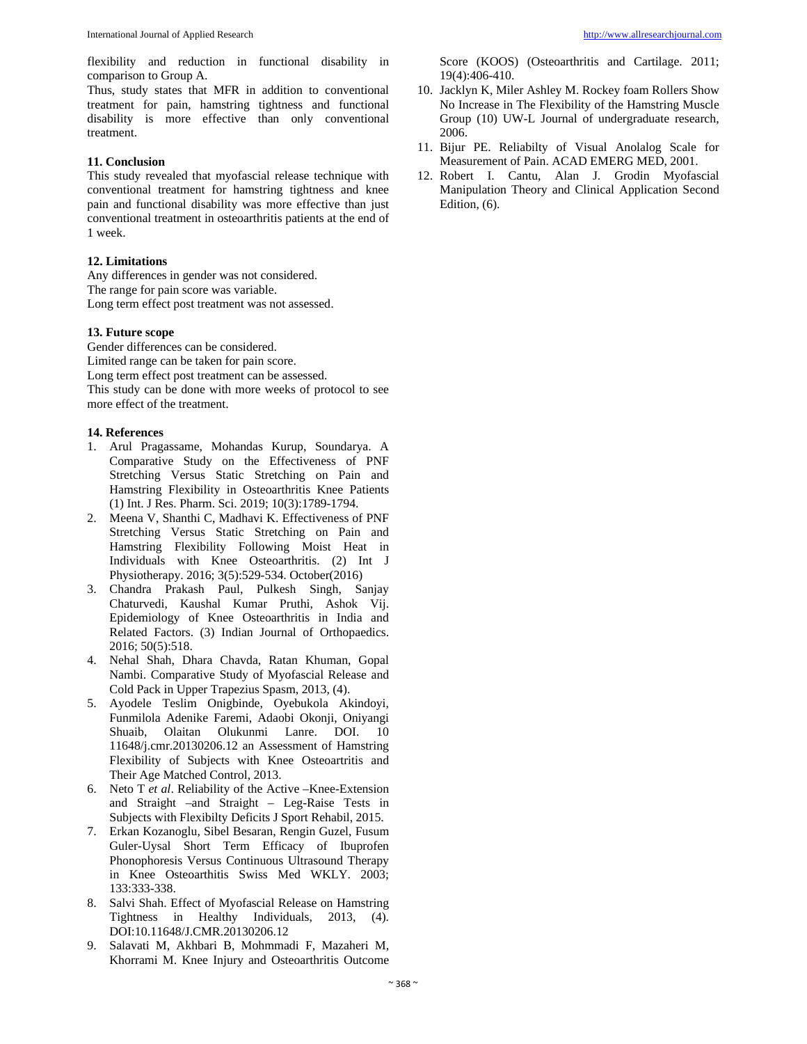flexibility and reduction in functional disability in comparison to Group A.

Thus, study states that MFR in addition to conventional treatment for pain, hamstring tightness and functional disability is more effective than only conventional treatment.

## 11. Conclusion

This study revealed that myofascial release technique with conventional treatment for hamstring tightness and knee pain and functional disability was more effective than just conventional treatment in osteoarthritis patients at the end of 1 week.

## 12. Limitations

Any differences in gender was not considered.
The range for pain score was variable.
Long term effect post treatment was not assessed.

## 13. Future scope

Gender differences can be considered.
Limited range can be taken for pain score.
Long term effect post treatment can be assessed.
This study can be done with more weeks of protocol to see more effect of the treatment.

## 14. References

1. Arul Pragassame, Mohandas Kurup, Soundarya. A Comparative Study on the Effectiveness of PNF Stretching Versus Static Stretching on Pain and Hamstring Flexibility in Osteoarthritis Knee Patients (1) Int. J Res. Pharm. Sci. 2019; 10(3):1789-1794.
2. Meena V, Shanthi C, Madhavi K. Effectiveness of PNF Stretching Versus Static Stretching on Pain and Hamstring Flexibility Following Moist Heat in Individuals with Knee Osteoarthritis. (2) Int J Physiotherapy. 2016; 3(5):529-534. October(2016)
3. Chandra Prakash Paul, Pulkesh Singh, Sanjay Chaturvedi, Kaushal Kumar Pruthi, Ashok Vij. Epidemiology of Knee Osteoarthritis in India and Related Factors. (3) Indian Journal of Orthopaedics. 2016; 50(5):518.
4. Nehal Shah, Dhara Chavda, Ratan Khuman, Gopal Nambi. Comparative Study of Myofascial Release and Cold Pack in Upper Trapezius Spasm, 2013, (4).
5. Ayodele Teslim Onigbinde, Oyebukola Akindoyi, Funmilola Adenike Faremi, Adaobi Okonji, Oniyangi Shuaib, Olaitan Olukunmi Lanre. DOI. 10 11648/j.cmr.20130206.12 an Assessment of Hamstring Flexibility of Subjects with Knee Osteoartritis and Their Age Matched Control, 2013.
6. Neto T *et al*. Reliability of the Active –Knee-Extension and Straight –and Straight – Leg-Raise Tests in Subjects with Flexibilty Deficits J Sport Rehabil, 2015.
7. Erkan Kozanoglu, Sibel Besaran, Rengin Guzel, Fusum Guler-Uysal Short Term Efficacy of Ibuprofen Phonophoresis Versus Continuous Ultrasound Therapy in Knee Osteoarthitis Swiss Med WKLY. 2003; 133:333-338.
8. Salvi Shah. Effect of Myofascial Release on Hamstring Tightness in Healthy Individuals, 2013, (4). DOI:10.11648/J.CMR.20130206.12
9. Salavati M, Akhbari B, Mohmmadi F, Mazaheri M, Khorrami M. Knee Injury and Osteoarthritis Outcome Score (KOOS) (Osteoarthritis and Cartilage. 2011; 19(4):406-410.
10. Jacklyn K, Miler Ashley M. Rockey foam Rollers Show No Increase in The Flexibility of the Hamstring Muscle Group (10) UW-L Journal of undergraduate research, 2006.
11. Bijur PE. Reliabilty of Visual Anolalog Scale for Measurement of Pain. ACAD EMERG MED, 2001.
12. Robert I. Cantu, Alan J. Grodin Myofascial Manipulation Theory and Clinical Application Second Edition, (6).